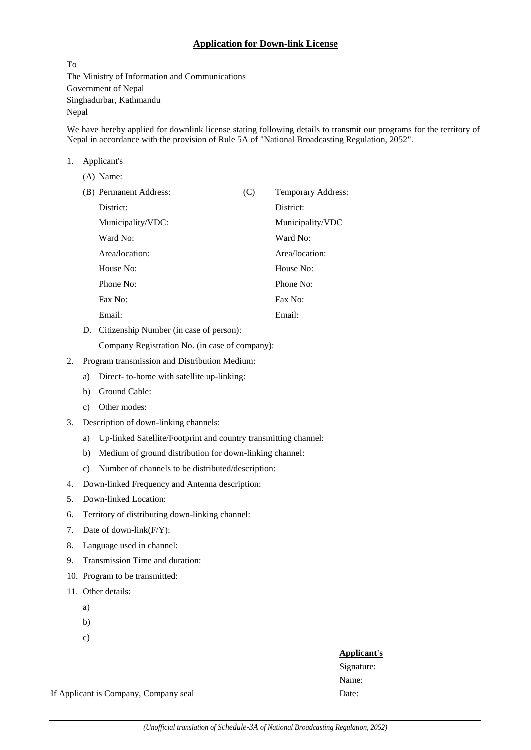# **Application for Down-link License**

To
The Ministry of Information and Communications
Government of Nepal
Singhadurbar, Kathmandu
Nepal

We have hereby applied for downlink license stating following details to transmit our programs for the territory of Nepal in accordance with the provision of Rule 5A of "National Broadcasting Regulation, 2052".

1. Applicant's

   (A) Name:

| (B) Permanent Address: | (C) Temporary Address: |
|---|---|
| District: | District: |
| Municipality/VDC: | Municipality/VDC |
| Ward No: | Ward No: |
| Area/location: | Area/location: |
| House No: | House No: |
| Phone No: | Phone No: |
| Fax No: | Fax No: |
| Email: | Email: |

   D. Citizenship Number (in case of person):

      Company Registration No. (in case of company):

2. Program transmission and Distribution Medium:
   a) Direct- to-home with satellite up-linking:
   b) Ground Cable:
   c) Other modes:
3. Description of down-linking channels:
   a) Up-linked Satellite/Footprint and country transmitting channel:
   b) Medium of ground distribution for down-linking channel:
   c) Number of channels to be distributed/description:
4. Down-linked Frequency and Antenna description:
5. Down-linked Location:
6. Territory of distributing down-linking channel:
7. Date of down-link(F/Y):
8. Language used in channel:
9. Transmission Time and duration:
10. Program to be transmitted:
11. Other details:
    a)
    b)
    c)

**Applicant's**

Signature:

Name:

Date:

If Applicant is Company, Company seal

*(Unofficial translation of Schedule-3A of National Broadcasting Regulation, 2052)*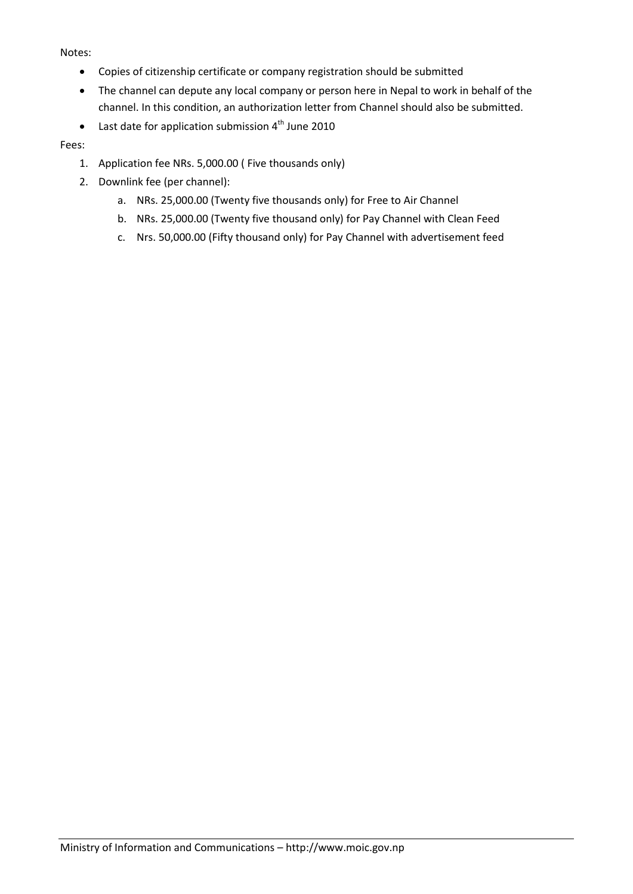Notes:

- Copies of citizenship certificate or company registration should be submitted
- The channel can depute any local company or person here in Nepal to work in behalf of the channel. In this condition, an authorization letter from Channel should also be submitted.
- Last date for application submission 4th June 2010

Fees:

1. Application fee NRs. 5,000.00 ( Five thousands only)
2. Downlink fee (per channel):
   a. NRs. 25,000.00 (Twenty five thousands only) for Free to Air Channel
   b. NRs. 25,000.00 (Twenty five thousand only) for Pay Channel with Clean Feed
   c. Nrs. 50,000.00 (Fifty thousand only) for Pay Channel with advertisement feed